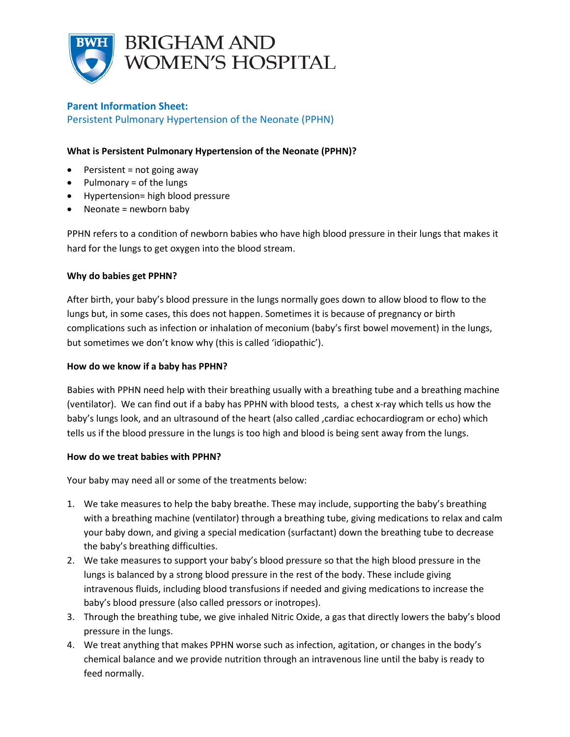BRIGHAM AND WOMEN'S HOSPITAL

## Parent Information Sheet:

Persistent Pulmonary Hypertension of the Neonate (PPHN)

### What is Persistent Pulmonary Hypertension of the Neonate (PPHN)?

- Persistent = not going away
- Pulmonary = of the lungs
- Hypertension= high blood pressure
- Neonate = newborn baby

PPHN refers to a condition of newborn babies who have high blood pressure in their lungs that makes it hard for the lungs to get oxygen into the blood stream.

### Why do babies get PPHN?

After birth, your baby's blood pressure in the lungs normally goes down to allow blood to flow to the lungs but, in some cases, this does not happen. Sometimes it is because of pregnancy or birth complications such as infection or inhalation of meconium (baby's first bowel movement) in the lungs, but sometimes we don't know why (this is called 'idiopathic').

### How do we know if a baby has PPHN?

Babies with PPHN need help with their breathing usually with a breathing tube and a breathing machine (ventilator). We can find out if a baby has PPHN with blood tests, a chest x-ray which tells us how the baby's lungs look, and an ultrasound of the heart (also called ,cardiac echocardiogram or echo) which tells us if the blood pressure in the lungs is too high and blood is being sent away from the lungs.

### How do we treat babies with PPHN?

Your baby may need all or some of the treatments below:

1. We take measures to help the baby breathe. These may include, supporting the baby's breathing with a breathing machine (ventilator) through a breathing tube, giving medications to relax and calm your baby down, and giving a special medication (surfactant) down the breathing tube to decrease the baby's breathing difficulties.
2. We take measures to support your baby's blood pressure so that the high blood pressure in the lungs is balanced by a strong blood pressure in the rest of the body. These include giving intravenous fluids, including blood transfusions if needed and giving medications to increase the baby's blood pressure (also called pressors or inotropes).
3. Through the breathing tube, we give inhaled Nitric Oxide, a gas that directly lowers the baby's blood pressure in the lungs.
4. We treat anything that makes PPHN worse such as infection, agitation, or changes in the body's chemical balance and we provide nutrition through an intravenous line until the baby is ready to feed normally.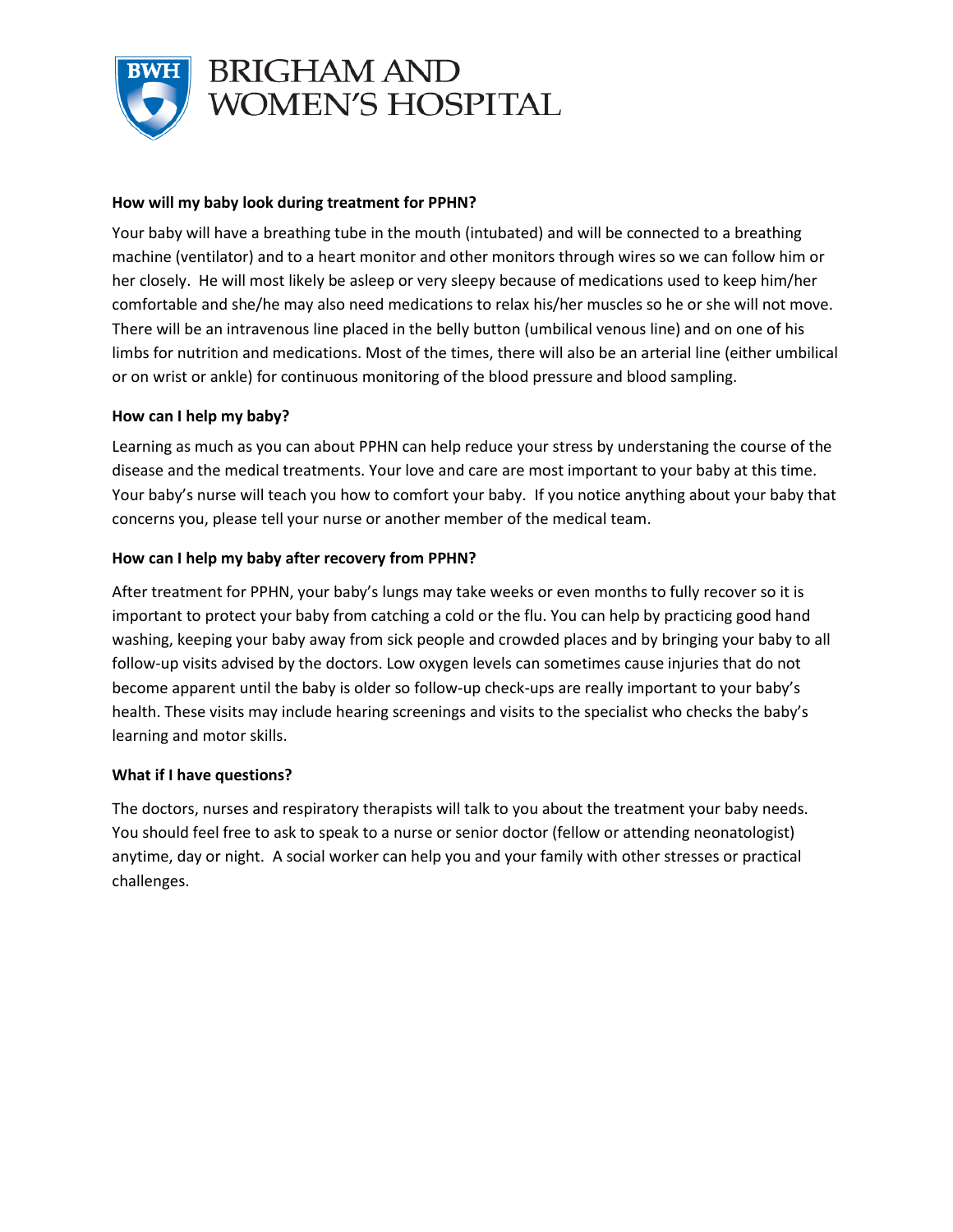### How will my baby look during treatment for PPHN?

Your baby will have a breathing tube in the mouth (intubated) and will be connected to a breathing machine (ventilator) and to a heart monitor and other monitors through wires so we can follow him or her closely. He will most likely be asleep or very sleepy because of medications used to keep him/her comfortable and she/he may also need medications to relax his/her muscles so he or she will not move. There will be an intravenous line placed in the belly button (umbilical venous line) and on one of his limbs for nutrition and medications. Most of the times, there will also be an arterial line (either umbilical or on wrist or ankle) for continuous monitoring of the blood pressure and blood sampling.

### How can I help my baby?

Learning as much as you can about PPHN can help reduce your stress by understaning the course of the disease and the medical treatments. Your love and care are most important to your baby at this time. Your baby's nurse will teach you how to comfort your baby. If you notice anything about your baby that concerns you, please tell your nurse or another member of the medical team.

### How can I help my baby after recovery from PPHN?

After treatment for PPHN, your baby's lungs may take weeks or even months to fully recover so it is important to protect your baby from catching a cold or the flu. You can help by practicing good hand washing, keeping your baby away from sick people and crowded places and by bringing your baby to all follow-up visits advised by the doctors. Low oxygen levels can sometimes cause injuries that do not become apparent until the baby is older so follow-up check-ups are really important to your baby's health. These visits may include hearing screenings and visits to the specialist who checks the baby's learning and motor skills.

### What if I have questions?

The doctors, nurses and respiratory therapists will talk to you about the treatment your baby needs. You should feel free to ask to speak to a nurse or senior doctor (fellow or attending neonatologist) anytime, day or night. A social worker can help you and your family with other stresses or practical challenges.